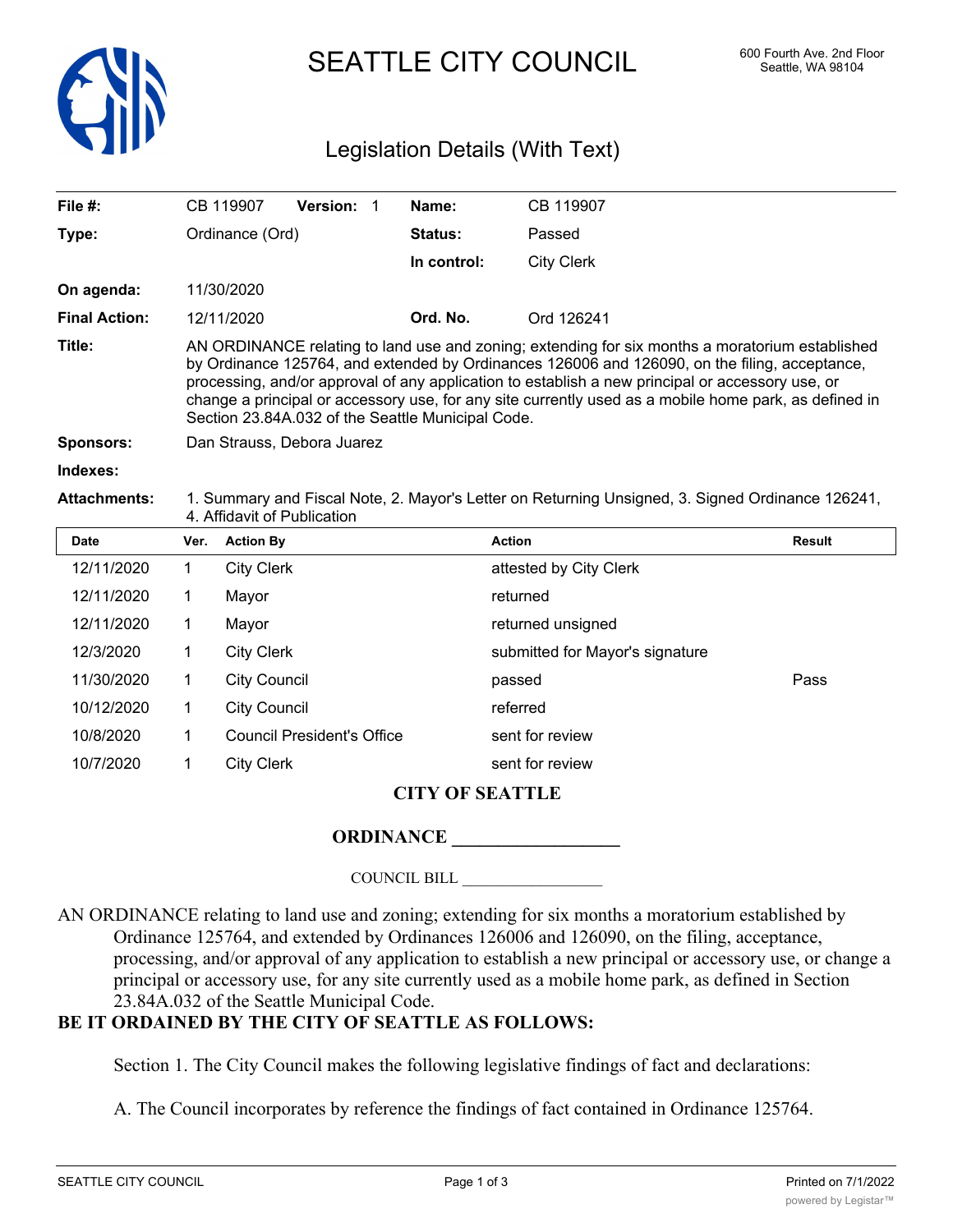# SEATTLE CITY COUNCIL

600 Fourth Ave. 2nd Floor
Seattle, WA 98104

## Legislation Details (With Text)

| | | | |
|---|---|---|---|
| **File #:** | CB 119907 **Version:** 1 | **Name:** | CB 119907 |
| **Type:** | Ordinance (Ord) | **Status:** | Passed |
| | | **In control:** | City Clerk |
| **On agenda:** | 11/30/2020 | | |
| **Final Action:** | 12/11/2020 | **Ord. No.** | Ord 126241 |

**Title:** AN ORDINANCE relating to land use and zoning; extending for six months a moratorium established by Ordinance 125764, and extended by Ordinances 126006 and 126090, on the filing, acceptance, processing, and/or approval of any application to establish a new principal or accessory use, or change a principal or accessory use, for any site currently used as a mobile home park, as defined in Section 23.84A.032 of the Seattle Municipal Code.

**Sponsors:** Dan Strauss, Debora Juarez

**Indexes:**

**Attachments:** 1. Summary and Fiscal Note, 2. Mayor's Letter on Returning Unsigned, 3. Signed Ordinance 126241, 4. Affidavit of Publication

| Date | Ver. | Action By | Action | Result |
|---|---|---|---|---|
| 12/11/2020 | 1 | City Clerk | attested by City Clerk | |
| 12/11/2020 | 1 | Mayor | returned | |
| 12/11/2020 | 1 | Mayor | returned unsigned | |
| 12/3/2020 | 1 | City Clerk | submitted for Mayor's signature | |
| 11/30/2020 | 1 | City Council | passed | Pass |
| 10/12/2020 | 1 | City Council | referred | |
| 10/8/2020 | 1 | Council President's Office | sent for review | |
| 10/7/2020 | 1 | City Clerk | sent for review | |

**CITY OF SEATTLE**

**ORDINANCE \_\_\_\_\_\_\_\_\_\_\_\_\_\_\_\_\_\_**

COUNCIL BILL \_\_\_\_\_\_\_\_\_\_\_\_\_\_\_\_\_\_

AN ORDINANCE relating to land use and zoning; extending for six months a moratorium established by Ordinance 125764, and extended by Ordinances 126006 and 126090, on the filing, acceptance, processing, and/or approval of any application to establish a new principal or accessory use, or change a principal or accessory use, for any site currently used as a mobile home park, as defined in Section 23.84A.032 of the Seattle Municipal Code.

**BE IT ORDAINED BY THE CITY OF SEATTLE AS FOLLOWS:**

Section 1. The City Council makes the following legislative findings of fact and declarations:

A. The Council incorporates by reference the findings of fact contained in Ordinance 125764.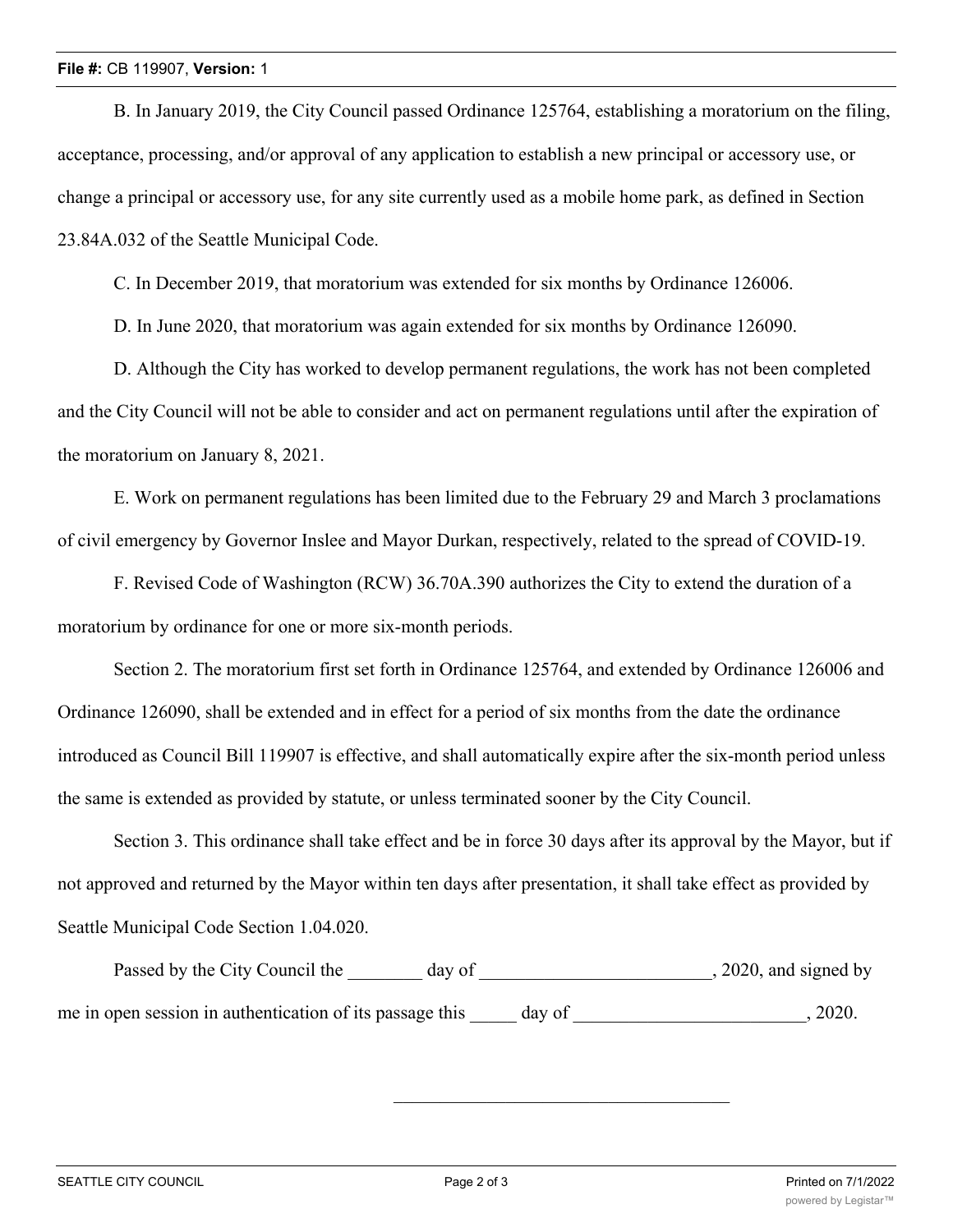B. In January 2019, the City Council passed Ordinance 125764, establishing a moratorium on the filing, acceptance, processing, and/or approval of any application to establish a new principal or accessory use, or change a principal or accessory use, for any site currently used as a mobile home park, as defined in Section 23.84A.032 of the Seattle Municipal Code.

C. In December 2019, that moratorium was extended for six months by Ordinance 126006.

D. In June 2020, that moratorium was again extended for six months by Ordinance 126090.

D. Although the City has worked to develop permanent regulations, the work has not been completed and the City Council will not be able to consider and act on permanent regulations until after the expiration of the moratorium on January 8, 2021.

E. Work on permanent regulations has been limited due to the February 29 and March 3 proclamations of civil emergency by Governor Inslee and Mayor Durkan, respectively, related to the spread of COVID-19.

F. Revised Code of Washington (RCW) 36.70A.390 authorizes the City to extend the duration of a moratorium by ordinance for one or more six-month periods.

Section 2. The moratorium first set forth in Ordinance 125764, and extended by Ordinance 126006 and Ordinance 126090, shall be extended and in effect for a period of six months from the date the ordinance introduced as Council Bill 119907 is effective, and shall automatically expire after the six-month period unless the same is extended as provided by statute, or unless terminated sooner by the City Council.

Section 3. This ordinance shall take effect and be in force 30 days after its approval by the Mayor, but if not approved and returned by the Mayor within ten days after presentation, it shall take effect as provided by Seattle Municipal Code Section 1.04.020.

Passed by the City Council the ________ day of _________________________, 2020, and signed by me in open session in authentication of its passage this _____ day of _________________________, 2020.

____________________________________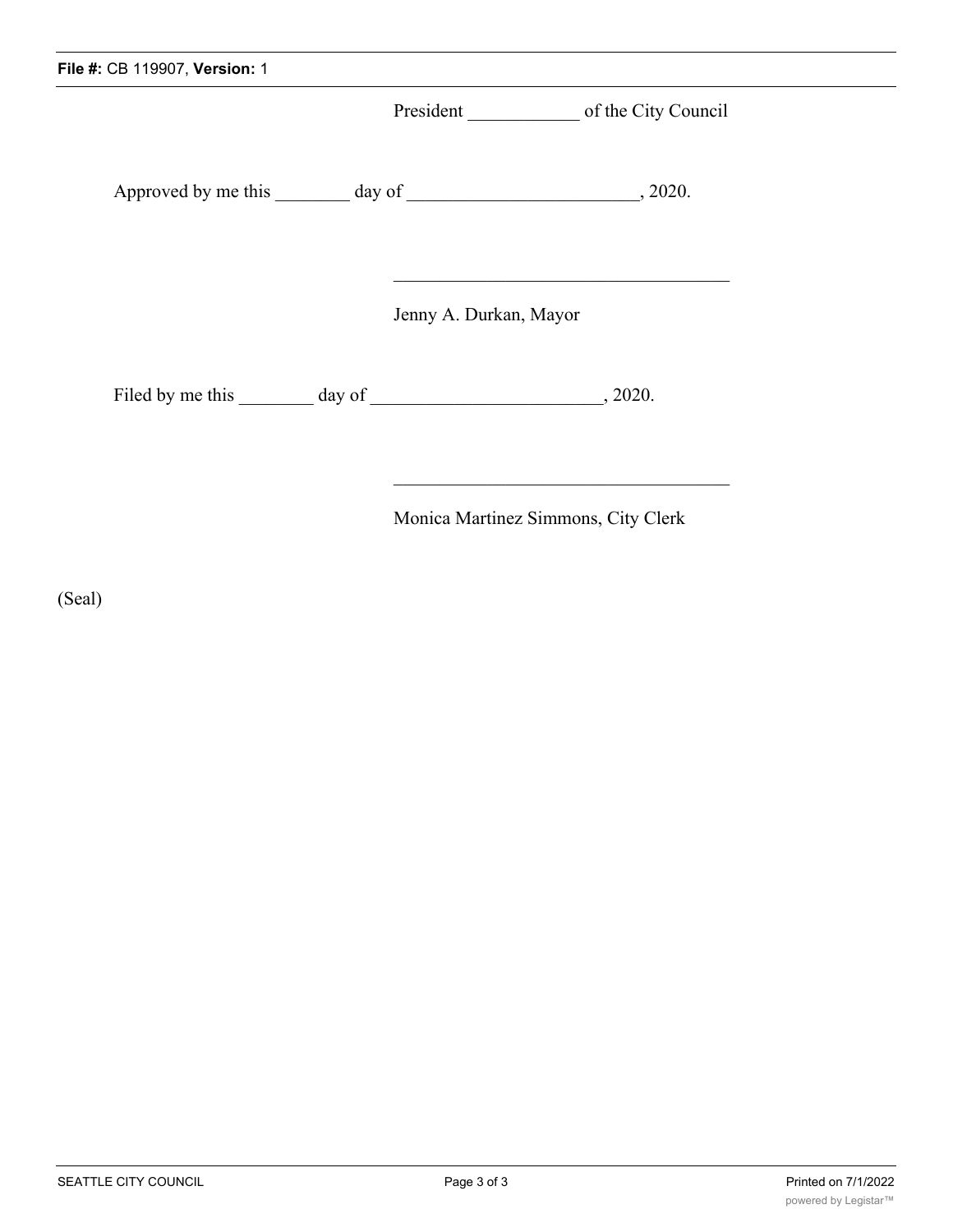President ____________ of the City Council

Approved by me this ________ day of _________________________, 2020.

____________________________________

Jenny A. Durkan, Mayor

Filed by me this ________ day of _________________________, 2020.

____________________________________

Monica Martinez Simmons, City Clerk

(Seal)